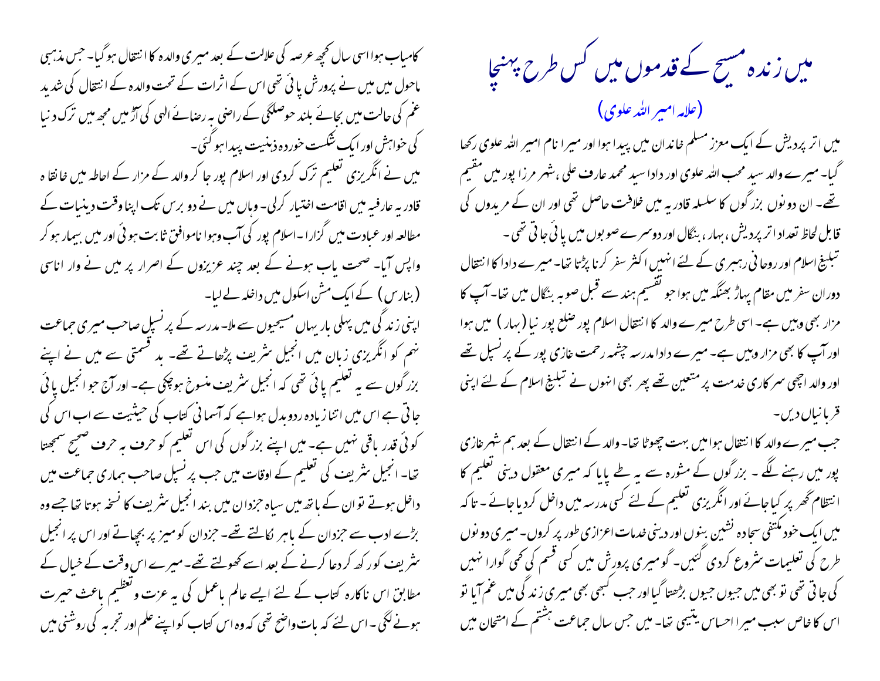# میں زندہ مسیح کے قدموں میں کس طرح پہنچا

(علامہ امیر اللہ علوی)

میں اتر پردیش کے ایک معزز مسلم خاندان میں پیدا ہوا اور میرا نام امیر اللہ علوی رکھا گیا۔ میرے والد سید محب اللہ علوی اور دادا سید محمد عارف علی ،شہر مرزا پور میں مقیم تھے۔ ان دونوں بزرگوں کا سلسلہ قادریہ میں خلافت حاصل تھی اور ان کے مریدوں کی قابل لحاظ تعداد اتر پردیش ، بہار ، بنگال اور دوسرے صوبوں میں پائی جاتی تھی ۔

تبلیغ اسلام اور روحانی رہبری کے لئے انہیں اکثر سفر کرنا پڑتا تھا۔ میرے دادا کا انتقال دوران سفر میں مقام پہاڑ بھنگہ میں ہوا جو تقسیم ہند سے قبل صوبہ بنگال میں تھا۔ آپ کا مزار بھی وہیں ہے۔ اسی طرح میرے والد کا انتقال اسلام پور ضلع پور نیا (بہار) میں ہوا اور آپ کا بھی مزار وہیں ہے۔ میرے دادا مدرسہ چشمہ رحمت غازی پور کے پرنسپل تھے اور والد اچھی سرکاری خدمت پر متعین تھے پھر بھی انہوں نے تبلیغ اسلام کے لئے اپنی قربانیاں دیں۔

جب میرے والد کا انتقال ہوا میں بہت چھوٹا تھا۔ والد کے انتقال کے بعد ہم شہر غازی پور میں رہنے لگے ۔ بزرگوں کے مشورہ سے یہ طے پایا کہ میری معقول دینی تعلیم کا انتظام گھر پر کیا جائے اور انگریزی تعلیم کے لئے کسی مدرسہ میں داخل کردیا جائے ۔ تاکہ میں ایک خود مکتفی سجادہ نشین بنوں اور دینی خدمات اعزازی طور پر کروں۔ میری دونوں طرح کی تعلیمات شروع کردی گئیں۔ گو میری پرورش میں کسی قسم کی کمی گوارا نہیں کی جاتی تھی تو بھی میں جیوں جیوں بڑھتا گیا اور جب کبھی بھی میری زندگی میں غم آیا تو اس کا خاص سبب میرا احساس یتیمی تھا۔ میں جس سال جماعت ہشتم کے امتحان میں کامیاب ہوا اسی سال کچھ عرصہ کی علالت کے بعد میری والدہ کا انتقال ہوگیا۔ جس مذہبی ماحول میں میں نے پرورش پائی تھی اس کے اثرات کے تحت والدہ کے انتقال کی شدید غم کی حالت میں بجائے بلند حوصلگی کے راضی بہ رضائے الہیٰ کی آڑ میں مجھ میں ترک دنیا کی خواہش اور ایک شکست خوردہ ذہنیت پیدا ہوگئی۔

میں نے انگریزی تعلیم ترک کردی اور اسلام پور جا کر والد کے مزار کے احاطہ میں خانقاہ قادریہ عارفیہ میں اقامت اختیار کرلی۔ وہاں میں نے دو برس تک اپنا وقت دینیات کے مطالعہ اور عبادت میں گزارا ۔ اسلام پور کی آب وہوا ناموافق ثابت ہوئی اور میں بیمار ہو کر واپس آیا۔ صحت یاب ہونے کے بعد چند عزیزوں کے اصرار پر میں نے وار اناسی (بنارس) کے ایک مشن اسکول میں داخلہ لے لیا۔

اپنی زندگی میں پہلی بار یہاں مسیحیوں سے ملا۔ مدرسہ کے پرنسپل صاحب میری جماعت نہم کو انگریزی زبان میں انجیل شریف پڑھاتے تھے۔ بد قسمتی سے میں نے اپنے بزرگوں سے یہ تعلیم پائی تھی کہ انجیل شریف منسوخ ہوچکی ہے۔ اور آج جو انجیل پائی جاتی ہے اس میں اتنا زیادہ ردوبدل ہوا ہے کہ آسمانی کتاب کی حیثیت سے اب اس کی کوئی قدر باقی نہیں ہے۔ میں اپنے بزرگوں کی اس تعلیم کو حرف بہ حرف صحیح سمجھتا تھا۔ انجیل شریف کی تعلیم کے اوقات میں جب پرنسپل صاحب ہماری جماعت میں داخل ہوتے تو ان کے ہاتھ میں سیاہ جزدان میں بند انجیل شریف کا نسخہ ہوتا تھا جسے وہ بڑے ادب سے جزدان کے باہر نکالتے تھے۔ جزدان کو میز پر بچھاتے اور اس پر انجیل شریف کو رکھ کر دعا کرنے کے بعد اسے کھولتے تھے۔ میرے اس وقت کے خیال کے مطابق اس ناکارہ کتاب کے لئے ایسے عالم باعمل کی یہ عزت و تعظیم باعث حیرت ہونے لگی ۔ اس لئے کہ یہ بات واضح تھی کہ وہ اس کتاب کو اپنے علم اور تجربہ کی روشنی میں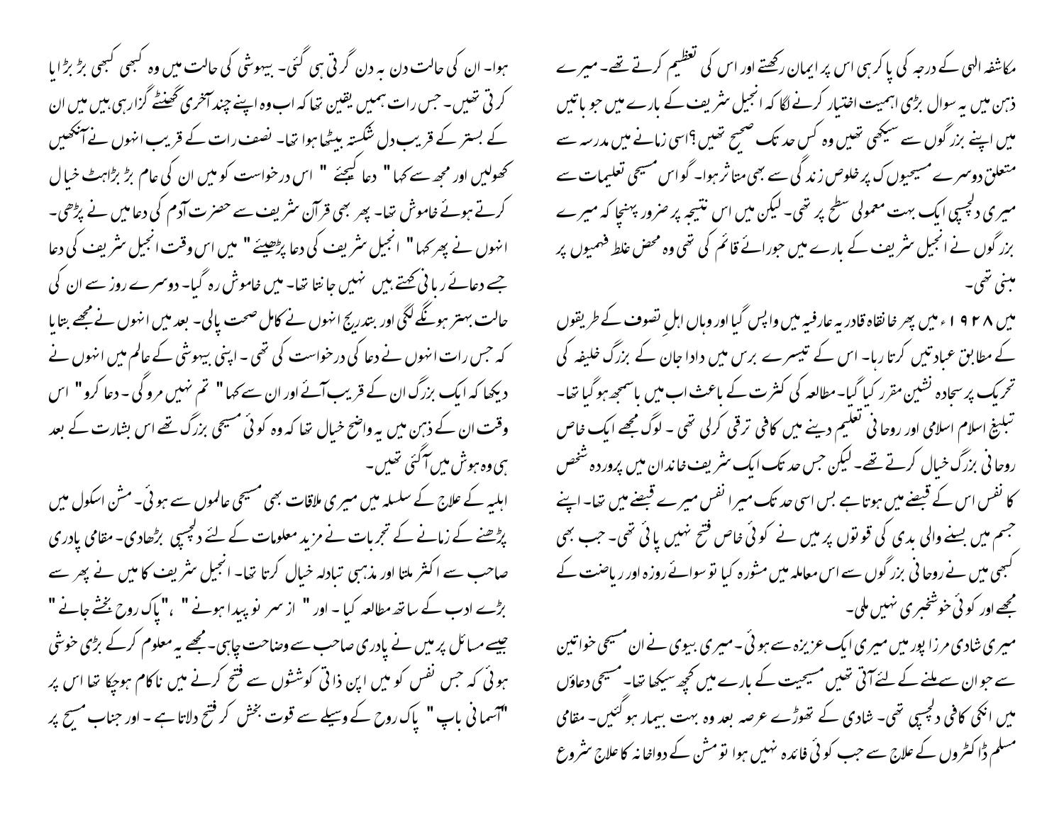مکاشفہ الٰہی کے درجہ کی پاکر ہی اس پر ایمان رکھتے اور اس کی تعظیم کرتے تھے۔ میرے ذہن میں یہ سوال بڑی اہمیت اختیار کرنے لگا کہ انجیل شریف کے بارے میں جو باتیں میں اپنے بزرگوں سے سیکھی تھیں وہ کس حد تک صحیح تھیں؟اسی زمانے میں مدرسہ سے متعلق دوسرے مسیحیوں ک پر خلوص زندگی سے بھی متاثر ہوا۔ گو اس مسیحی تعلیمات سے میری دلچسپی ایک بہت معمولی سطح پر تھی۔ لیکن میں اس نتیجہ پر ضرور پہنچا کہ میرے بزرگوں نے انجیل شریف کے بارے میں جو رائے قائم کی تھی وہ محض غلط فہمیوں پر مبنی تھی۔

میں ۱۹۲۸ء میں پھر خانقاہ قادریہ عارفیہ میں واپس گیا اور وہاں اہل تصوف کے طریقوں کے مطابق عبادتیں کرتا رہا۔ اس کے تیسرے برس میں دادا جان کے بزرگ خلیفہ کی تحریک پر سجادہ نشین مقرر کیا گیا۔ مطالعہ کی کثرت کے باعث اب میں باسمجھ ہو گیا تھا۔ تبلیغ اسلام اسلامی اور روحانی تعلیم دینے میں کافی ترقی کرلی تھی۔ لوگ مجھے ایک خاص روحانی بزرگ خیال کرتے تھے۔ لیکن جس حد تک ایک شریف خاندان میں پروردہ شخص کا نفس اس کے قبضے میں ہوتا ہے بس اسی حد تک میرا نفس میرے قبضے میں تھا۔ اپنے جسم میں بسنے والی بدی کی قوتوں پر میں نے کوئی خاص فتح نہیں پائی تھی۔ جب بھی کبھی میں نے روحانی بزرگوں سے اس معاملہ میں مشورہ کیا تو سوائے روزہ اور ریاضت کے مجھے اور کوئی خوشخبری نہیں ملی۔

میری شادی مرزا پور میں میری ایک عزیزہ سے ہوئی۔ میری بیوی نے ان مسیحی خواتین سے جو ان سے ملنے کے لئے آتی تھیں مسیحیت کے بارے میں کچھ سیکھا تھا۔ مسیحی دعاؤں میں انکی کافی دلچسپی تھی۔ شادی کے تھوڑے عرصہ بعد وہ بہت بیمار ہو گئیں۔ مقامی مسلم ڈاکٹروں کے علاج سے جب کوئی فائدہ نہیں ہوا تو مشن کے دواخانہ کا علاج شروع ہوا۔ ان کی حالت دن بہ دن گرتی ہی گئی۔ بیہوشی کی حالت میں وہ کبھی کبھی بڑ بڑایا کرتی تھیں۔ جس رات ہمیں یقین تھا کہ اب وہ اپنے چند آخری گھنٹے گزار رہی ہیں میں ان کے بستر کے قریب دل شکستہ بیٹھا ہوا تھا۔ نصف رات کے قریب انہوں نے آنکھیں کھولیں اور مجھ سے کہا " دعا کیجئے " اس درخواست کو میں ان کی عام بڑ بڑاہٹ خیال کرتے ہوئے خاموش تھا۔ پھر بھی قرآن شریف سے حضرت آدم کی دعائیں نے پڑھی۔ انہوں نے پھر کہا " انجیل شریف کی دعا پڑھیئے " میں اس وقت انجیل شریف کی دعا جسے دعائے ربانی کہتے ہیں نہیں جانتا تھا۔ میں خاموش رہ گیا۔ دوسرے روز سے ان کی حالت بہتر ہونے لگی اور بتدریج انہوں نے کامل صحت پالی۔ بعد میں انہوں نے مجھے بتایا کہ جس رات انہوں نے دعا کی درخواست کی تھی۔ اپنی بیہوشی کے عالم میں انہوں نے دیکھا کہ ایک بزرگ ان کے قریب آئے اور ان سے کہا " تم نہیں مرو گی۔ دعا کرو " اس وقت ان کے ذہن میں یہ واضح خیال تھا کہ وہ کوئی مسیحی بزرگ تھے اس بشارت کے بعد ہی وہ ہوش میں آگئی تھیں۔

اہلیہ کے علاج کے سلسلہ میں میری ملاقات بھی مسیحی عالموں سے ہوئی۔ مشن اسکول میں پڑھنے کے زمانے کے تجربات نے مزید معلومات کے لئے دلچسپی بڑھادی۔ مقامی پادری صاحب سے اکثر ملتا اور مذہبی تبادلہ خیال کرتا تھا۔ انجیل شریف کا میں نے پھر سے بڑے ادب کے ساتھ مطالعہ کیا۔ اور " از سر نو پیدا ہونے " ، "پاک روح بخشے جانے " جیسے مسائل پر میں نے پادری صاحب سے وضاحت چاہی۔ مجھے یہ معلوم کرکے بڑی خوشی ہوئی کہ جس نفس کو میں اپنی ذاتی کوششوں سے فتح کرنے میں ناکام ہو چکا تھا اس پر "آسمانی باپ " پاک روح کے وسیلے سے قوت بخش کر فتح دلاتا ہے۔ اور جناب مسیح پر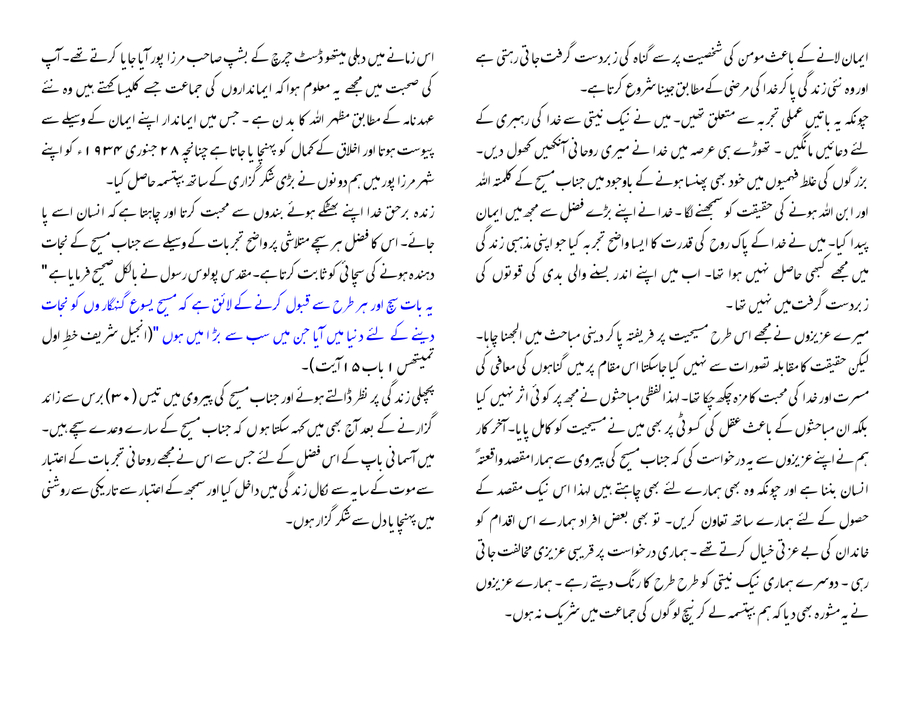ایمان لانے کے باعث مومن کی شخصیت پر سے گناہ کی زبردست گرفت جاتی رہتی ہے اوروہ نئی زندگی پا کر خدا کی مرضی کے مطابق جینا شروع کرتا ہے۔

چونکہ یہ باتیں عملی تجربہ سے متعلق تھیں۔ میں نے نیک نیتی سے خدا کی رہبری کے لئے دعائیں مانگیں ۔ تھوڑے ہی عرصہ میں خدا نے میری روحانی آنکھیں کھول دیں۔ بزرگوں کی غلط فہمیوں میں خود بھی پھنسا ہونے کے باوجود میں جناب مسیح کے کلمتہ اللہ اور ابن اللہ ہونے کی حقیقت کو سمجھنے لگا۔ خدا نے اپنے بڑے فضل سے مجھ میں ایمان پیدا کیا۔ میں نے خدا کے پاک روح کی قدرت کا ایسا واضح تجربہ کیا جو اپنی مذہبی زندگی میں مجھے کبھی حاصل نہیں ہوا تھا۔ اب میں اپنے اندر بسنے والی بدی کی قوتوں کی زبردست گرفت میں نہیں تھا۔

میرے عزیزوں نے مجھے اس طرح مسیحیت پر فریفتہ پا کر دینی مباحث میں الجھنا چاہا۔ لیکن حقیقت کا مقابلہ تصورات سے نہیں کیا جاسکتا اس مقام پر میں گناہوں کی معافی کی مسرت اور خدا کی محبت کا مزہ چکھ چکا تھا۔ لہذا لفظی مباحثوں نے مجھ پر کوئی اثر نہیں کیا بلکہ ان مباحثوں کے باعث عقل کی کسوٹی پر بھی میں نے مسیحیت کو کامل پایا۔ آخر کار ہم نے اپنے عزیزوں سے یہ درخواست کی کہ جناب مسیح کی پیروی سے ہمارا مقصد واقعتہً انسان بننا ہے اور چونکہ وہ بھی ہمارے لئے بھی چاہتے ہیں لہذا اس نیک مقصد کے حصول کے لئے ہمارے ساتھ تعاون کریں۔ تو بھی بعض افراد ہمارے اس اقدام کو خاندان کی بے عزتی خیال کرتے تھے ۔ ہماری درخواست پر قریبی عزیزی مخالفت جاتی رہی ۔ دوسرے ہماری نیک نیتی کو طرح طرح کا رنگ دیتے رہے ۔ ہمارے عزیزوں نے یہ مشورہ بھی دیا کہ ہم بپتسمہ لے کر نیچ لوگوں کی جماعت میں شریک نہ ہوں۔

اس زمانے میں دہلی میتھوڈسٹ چرچ کے بشپ صاحب مرزا پور آیا جایا کرتے تھے۔ آپ کی صحبت میں مجھے یہ معلوم ہوا کہ ایمانداروں کی جماعت جسے کلیسا کہتے ہیں وہ نئے عہدنامہ کے مطابق مظہر اللہ کا بدن ہے ۔ جس میں ایماندار اپنے ایمان کے وسیلے سے پیوست ہوتا اور اخلاق کے کمال کو پہنچایا جاتا ہے چنانچہ ۲۸ جنوری ۱۹۳۴ ء کو اپنے شہر مرزا پور میں ہم دونوں نے بڑی شکر گزاری کے ساتھ بپتسمہ حاصل کیا۔

زندہ برحق خدا اپنے بھٹکے ہوئے بندوں سے محبت کرتا اور چاہتا ہے کہ انسان اسے پا جائے۔ اس کا فضل ہر سچے متلاشی پر واضح تجربات کے وسیلے سے جناب مسیح کے نجات دہندہ ہونے کی سچائی کو ثابت کرتا ہے۔ مقدس پولوس رسول نے بالکل صحیح فرمایا ہے " یہ بات سچ اور ہر طرح سے قبول کرنے کے لائق ہے کہ مسیح یسوع گنہگاروں کو نجات دینے کے لئے دنیا میں آیا جن میں سب سے بڑا میں ہوں "(انجیل شریف خطِ اول تمیتھس ۱ باب ۱۵ آیت)۔

پچھلی زندگی پر نظر ڈالتے ہوئے اور جناب مسیح کی پیروی میں تیس (۳۰) برس سے زائد گزارنے کے بعد آج بھی میں کہہ سکتا ہوں کہ جناب مسیح کے سارے وعدے سچے ہیں۔ میں آسمانی باپ کے اس فضل کے لئے جس سے اس نے مجھے روحانی تجربات کے اعتبار سے موت کے سایہ سے نکال زندگی میں داخل کیا اور سمجھ کے اعتبار سے تاریکی سے روشنی میں پہنچایا دل سے شکر گزار ہوں۔